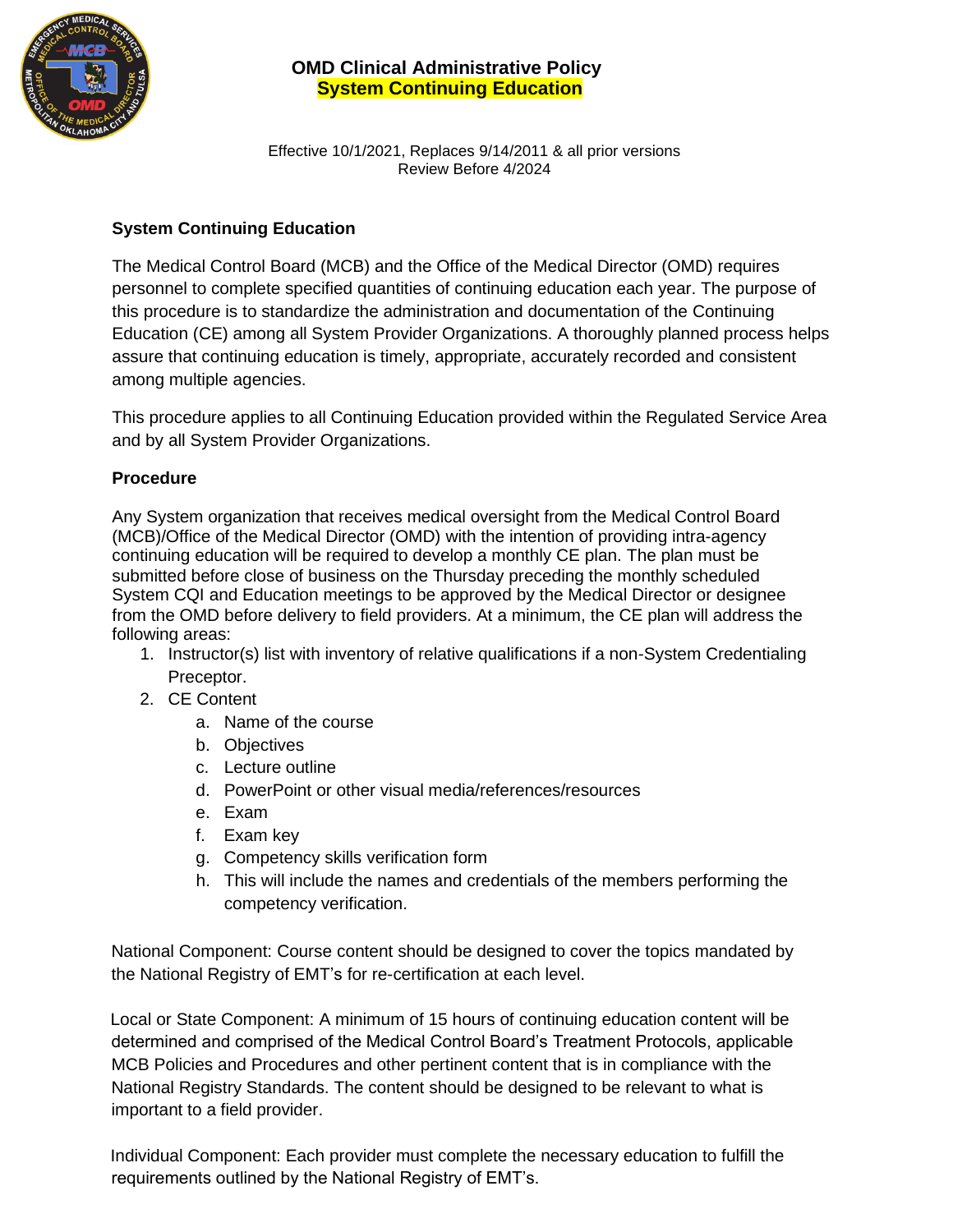# OMD Clinical Administrative Policy
## System Continuing Education

Effective 10/1/2021, Replaces 9/14/2011 & all prior versions
Review Before 4/2024

### System Continuing Education

The Medical Control Board (MCB) and the Office of the Medical Director (OMD) requires personnel to complete specified quantities of continuing education each year. The purpose of this procedure is to standardize the administration and documentation of the Continuing Education (CE) among all System Provider Organizations. A thoroughly planned process helps assure that continuing education is timely, appropriate, accurately recorded and consistent among multiple agencies.

This procedure applies to all Continuing Education provided within the Regulated Service Area and by all System Provider Organizations.

### Procedure

Any System organization that receives medical oversight from the Medical Control Board (MCB)/Office of the Medical Director (OMD) with the intention of providing intra-agency continuing education will be required to develop a monthly CE plan. The plan must be submitted before close of business on the Thursday preceding the monthly scheduled System CQI and Education meetings to be approved by the Medical Director or designee from the OMD before delivery to field providers. At a minimum, the CE plan will address the following areas:

1. Instructor(s) list with inventory of relative qualifications if a non-System Credentialing Preceptor.
2. CE Content
   a. Name of the course
   b. Objectives
   c. Lecture outline
   d. PowerPoint or other visual media/references/resources
   e. Exam
   f. Exam key
   g. Competency skills verification form
   h. This will include the names and credentials of the members performing the competency verification.

National Component: Course content should be designed to cover the topics mandated by the National Registry of EMT's for re-certification at each level.

Local or State Component: A minimum of 15 hours of continuing education content will be determined and comprised of the Medical Control Board's Treatment Protocols, applicable MCB Policies and Procedures and other pertinent content that is in compliance with the National Registry Standards. The content should be designed to be relevant to what is important to a field provider.

Individual Component: Each provider must complete the necessary education to fulfill the requirements outlined by the National Registry of EMT's.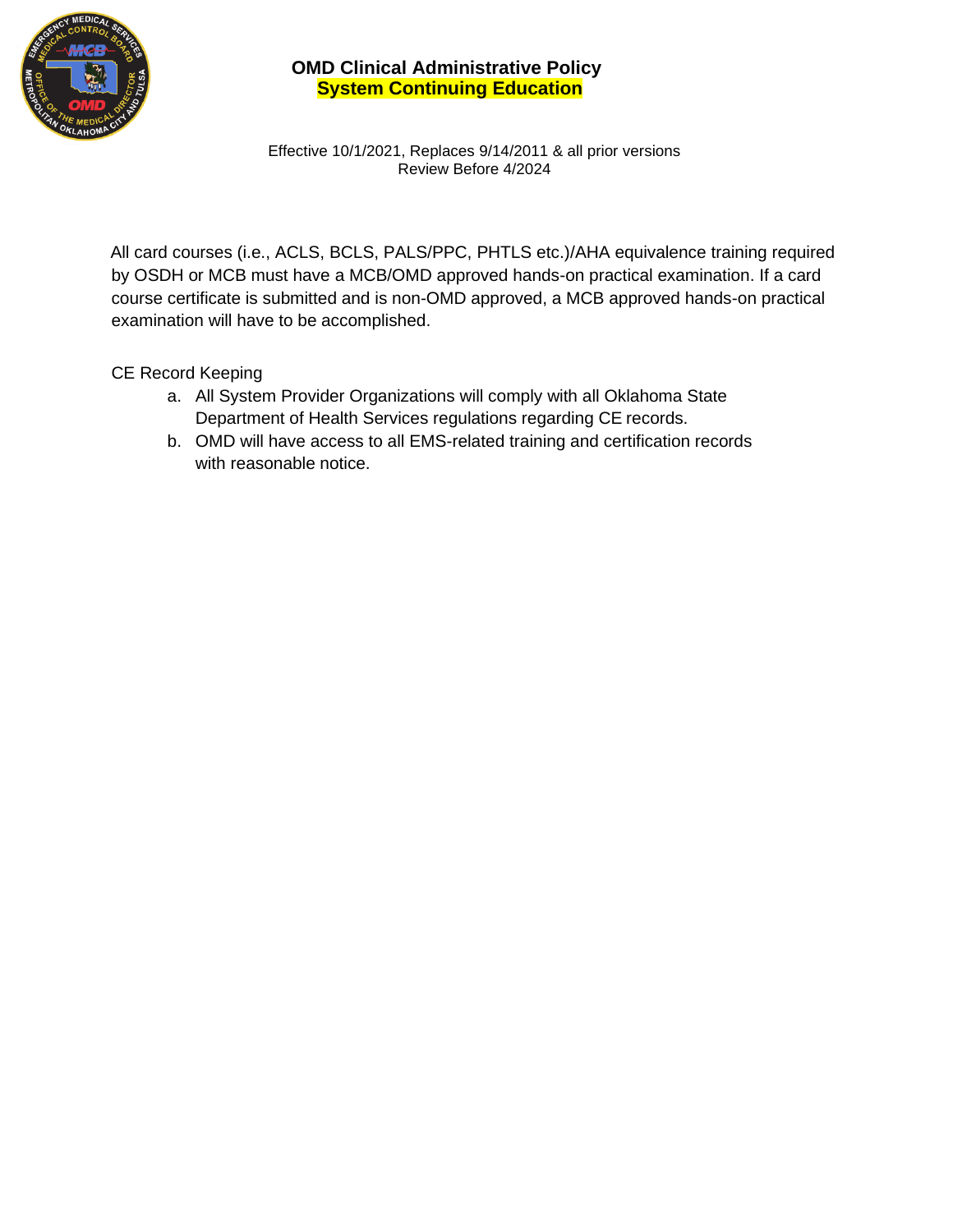All card courses (i.e., ACLS, BCLS, PALS/PPC, PHTLS etc.)/AHA equivalence training required by OSDH or MCB must have a MCB/OMD approved hands-on practical examination. If a card course certificate is submitted and is non-OMD approved, a MCB approved hands-on practical examination will have to be accomplished.

CE Record Keeping

a. All System Provider Organizations will comply with all Oklahoma State Department of Health Services regulations regarding CE records.
b. OMD will have access to all EMS-related training and certification records with reasonable notice.